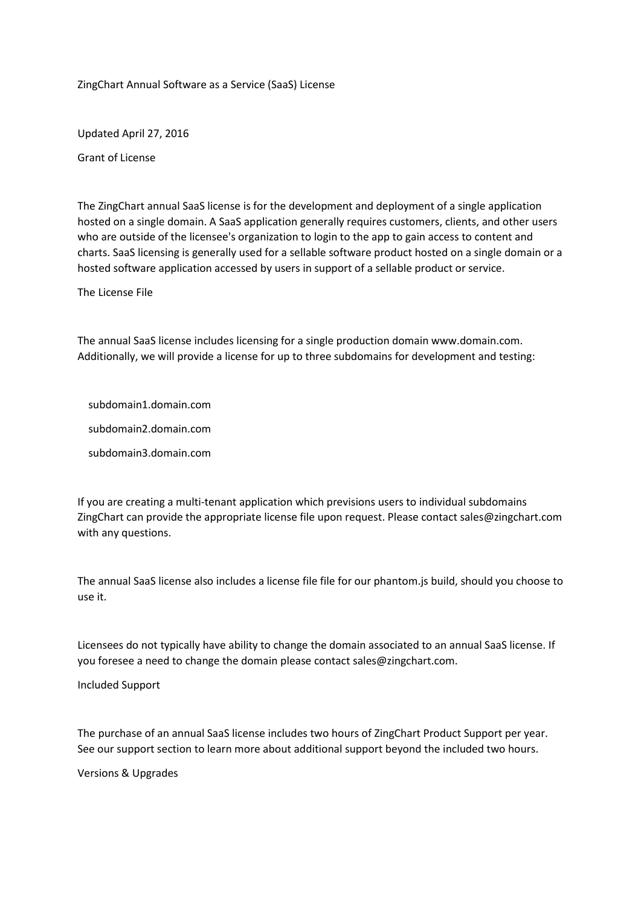# ZingChart Annual Software as a Service (SaaS) License

Updated April 27, 2016

## Grant of License

The ZingChart annual SaaS license is for the development and deployment of a single application hosted on a single domain. A SaaS application generally requires customers, clients, and other users who are outside of the licensee's organization to login to the app to gain access to content and charts. SaaS licensing is generally used for a sellable software product hosted on a single domain or a hosted software application accessed by users in support of a sellable product or service.

## The License File

The annual SaaS license includes licensing for a single production domain www.domain.com. Additionally, we will provide a license for up to three subdomains for development and testing:

- subdomain1.domain.com
- subdomain2.domain.com
- subdomain3.domain.com

If you are creating a multi-tenant application which previsions users to individual subdomains ZingChart can provide the appropriate license file upon request. Please contact sales@zingchart.com with any questions.

The annual SaaS license also includes a license file file for our phantom.js build, should you choose to use it.

Licensees do not typically have ability to change the domain associated to an annual SaaS license. If you foresee a need to change the domain please contact sales@zingchart.com.

## Included Support

The purchase of an annual SaaS license includes two hours of ZingChart Product Support per year. See our support section to learn more about additional support beyond the included two hours.

## Versions & Upgrades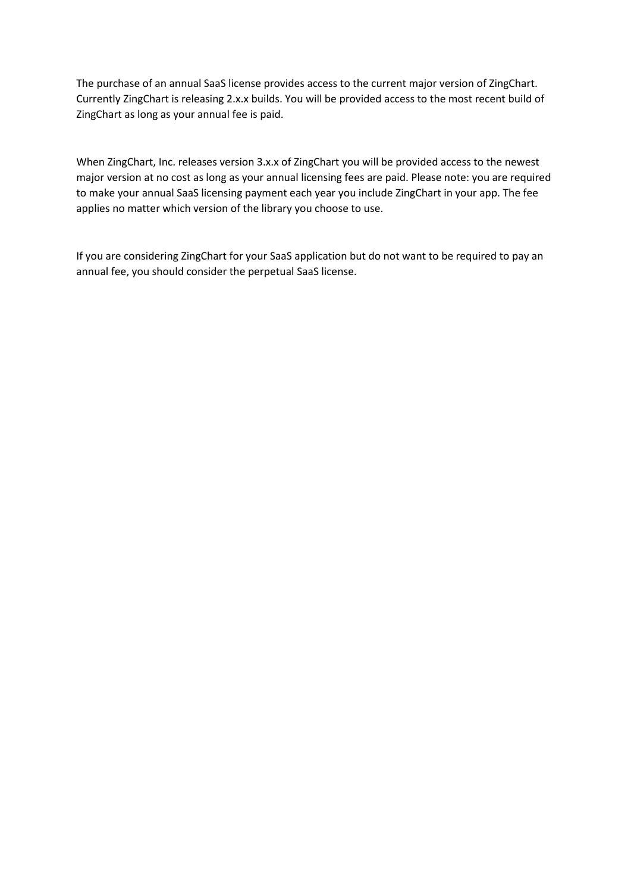The purchase of an annual SaaS license provides access to the current major version of ZingChart. Currently ZingChart is releasing 2.x.x builds. You will be provided access to the most recent build of ZingChart as long as your annual fee is paid.

When ZingChart, Inc. releases version 3.x.x of ZingChart you will be provided access to the newest major version at no cost as long as your annual licensing fees are paid. Please note: you are required to make your annual SaaS licensing payment each year you include ZingChart in your app. The fee applies no matter which version of the library you choose to use.

If you are considering ZingChart for your SaaS application but do not want to be required to pay an annual fee, you should consider the perpetual SaaS license.